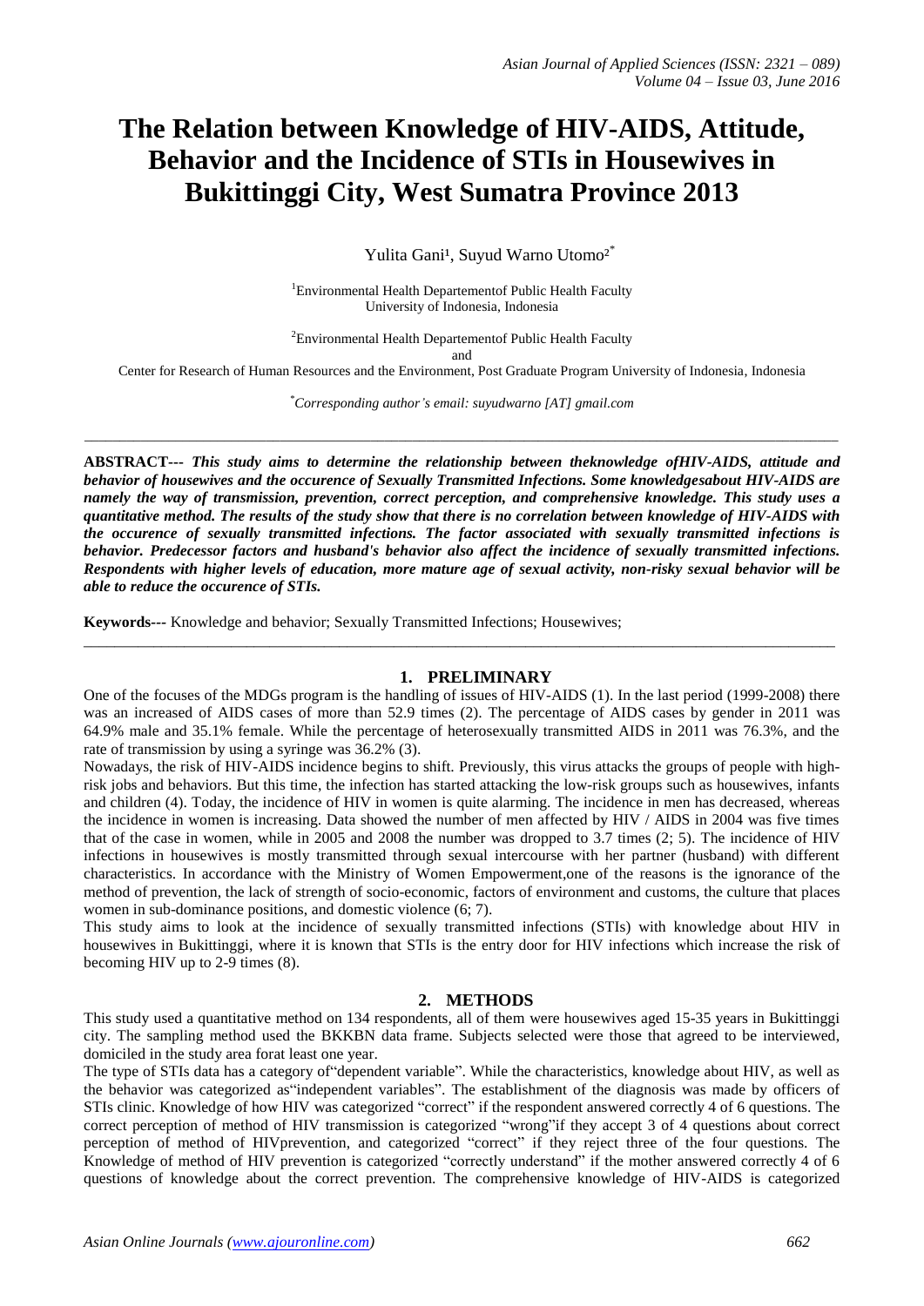# The Relation between Knowledge of HIV-AIDS, Attitude, Behavior and the Incidence of STIs in Housewives in Bukittinggi City, West Sumatra Province 2013

Yulita Gani[1], Suyud Warno Utomo[2*]

[1]Environmental Health Departementof Public Health Faculty
University of Indonesia, Indonesia

[2]Environmental Health Departementof Public Health Faculty
and
Center for Research of Human Resources and the Environment, Post Graduate Program University of Indonesia, Indonesia

[*]*Corresponding author's email: suyudwarno [AT] gmail.com*

---

**ABSTRACT---** ***This study aims to determine the relationship between theknowledge ofHIV-AIDS, attitude and behavior of housewives and the occurence of Sexually Transmitted Infections. Some knowledgesabout HIV-AIDS are namely the way of transmission, prevention, correct perception, and comprehensive knowledge. This study uses a quantitative method. The results of the study show that there is no correlation between knowledge of HIV-AIDS with the occurence of sexually transmitted infections. The factor associated with sexually transmitted infections is behavior. Predecessor factors and husband's behavior also affect the incidence of sexually transmitted infections. Respondents with higher levels of education, more mature age of sexual activity, non-risky sexual behavior will be able to reduce the occurence of STIs.***

**Keywords---** Knowledge and behavior; Sexually Transmitted Infections; Housewives;

---

## 1. PRELIMINARY

One of the focuses of the MDGs program is the handling of issues of HIV-AIDS (1). In the last period (1999-2008) there was an increased of AIDS cases of more than 52.9 times (2). The percentage of AIDS cases by gender in 2011 was 64.9% male and 35.1% female. While the percentage of heterosexually transmitted AIDS in 2011 was 76.3%, and the rate of transmission by using a syringe was 36.2% (3).

Nowadays, the risk of HIV-AIDS incidence begins to shift. Previously, this virus attacks the groups of people with high-risk jobs and behaviors. But this time, the infection has started attacking the low-risk groups such as housewives, infants and children (4). Today, the incidence of HIV in women is quite alarming. The incidence in men has decreased, whereas the incidence in women is increasing. Data showed the number of men affected by HIV / AIDS in 2004 was five times that of the case in women, while in 2005 and 2008 the number was dropped to 3.7 times (2; 5). The incidence of HIV infections in housewives is mostly transmitted through sexual intercourse with her partner (husband) with different characteristics. In accordance with the Ministry of Women Empowerment,one of the reasons is the ignorance of the method of prevention, the lack of strength of socio-economic, factors of environment and customs, the culture that places women in sub-dominance positions, and domestic violence (6; 7).

This study aims to look at the incidence of sexually transmitted infections (STIs) with knowledge about HIV in housewives in Bukittinggi, where it is known that STIs is the entry door for HIV infections which increase the risk of becoming HIV up to 2-9 times (8).

## 2. METHODS

This study used a quantitative method on 134 respondents, all of them were housewives aged 15-35 years in Bukittinggi city. The sampling method used the BKKBN data frame. Subjects selected were those that agreed to be interviewed, domiciled in the study area forat least one year.

The type of STIs data has a category of"dependent variable". While the characteristics, knowledge about HIV, as well as the behavior was categorized as"independent variables". The establishment of the diagnosis was made by officers of STIs clinic. Knowledge of how HIV was categorized "correct" if the respondent answered correctly 4 of 6 questions. The correct perception of method of HIV transmission is categorized "wrong"if they accept 3 of 4 questions about correct perception of method of HIVprevention, and categorized "correct" if they reject three of the four questions. The Knowledge of method of HIV prevention is categorized "correctly understand" if the mother answered correctly 4 of 6 questions of knowledge about the correct prevention. The comprehensive knowledge of HIV-AIDS is categorized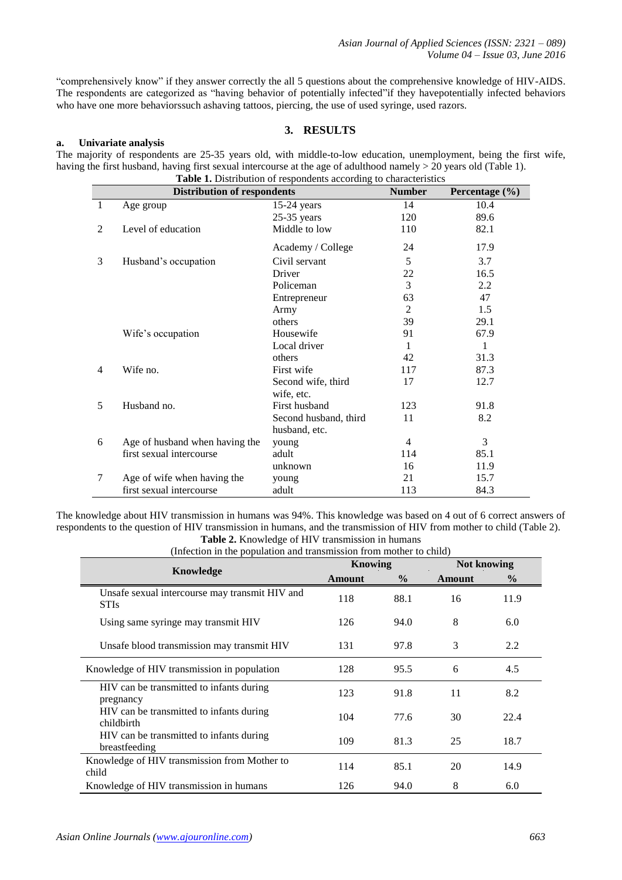"comprehensively know" if they answer correctly the all 5 questions about the comprehensive knowledge of HIV-AIDS. The respondents are categorized as "having behavior of potentially infected"if they havepotentially infected behaviors who have one more behaviorssuch ashaving tattoos, piercing, the use of used syringe, used razors.

## 3. RESULTS

### a. Univariate analysis

The majority of respondents are 25-35 years old, with middle-to-low education, unemployment, being the first wife, having the first husband, having first sexual intercourse at the age of adulthood namely > 20 years old (Table 1).

**Table 1.** Distribution of respondents according to characteristics

| | Distribution of respondents | | Number | Percentage (%) |
|---|---|---|---|---|
| 1 | Age group | 15-24 years | 14 | 10.4 |
| | | 25-35 years | 120 | 89.6 |
| 2 | Level of education | Middle to low | 110 | 82.1 |
| | | Academy / College | 24 | 17.9 |
| 3 | Husband's occupation | Civil servant | 5 | 3.7 |
| | | Driver | 22 | 16.5 |
| | | Policeman | 3 | 2.2 |
| | | Entrepreneur | 63 | 47 |
| | | Army | 2 | 1.5 |
| | | others | 39 | 29.1 |
| | Wife's occupation | Housewife | 91 | 67.9 |
| | | Local driver | 1 | 1 |
| | | others | 42 | 31.3 |
| 4 | Wife no. | First wife | 117 | 87.3 |
| | | Second wife, third wife, etc. | 17 | 12.7 |
| 5 | Husband no. | First husband | 123 | 91.8 |
| | | Second husband, third husband, etc. | 11 | 8.2 |
| 6 | Age of husband when having the first sexual intercourse | young | 4 | 3 |
| | | adult | 114 | 85.1 |
| | | unknown | 16 | 11.9 |
| 7 | Age of wife when having the first sexual intercourse | young | 21 | 15.7 |
| | | adult | 113 | 84.3 |

The knowledge about HIV transmission in humans was 94%. This knowledge was based on 4 out of 6 correct answers of respondents to the question of HIV transmission in humans, and the transmission of HIV from mother to child (Table 2).

**Table 2.** Knowledge of HIV transmission in humans
(Infection in the population and transmission from mother to child)

| Knowledge | Knowing | | Not knowing | |
|---|---|---|---|---|
| | Amount | % | Amount | % |
| Unsafe sexual intercourse may transmit HIV and STIs | 118 | 88.1 | 16 | 11.9 |
| Using same syringe may transmit HIV | 126 | 94.0 | 8 | 6.0 |
| Unsafe blood transmission may transmit HIV | 131 | 97.8 | 3 | 2.2 |
| Knowledge of HIV transmission in population | 128 | 95.5 | 6 | 4.5 |
| HIV can be transmitted to infants during pregnancy | 123 | 91.8 | 11 | 8.2 |
| HIV can be transmitted to infants during childbirth | 104 | 77.6 | 30 | 22.4 |
| HIV can be transmitted to infants during breastfeeding | 109 | 81.3 | 25 | 18.7 |
| Knowledge of HIV transmission from Mother to child | 114 | 85.1 | 20 | 14.9 |
| Knowledge of HIV transmission in humans | 126 | 94.0 | 8 | 6.0 |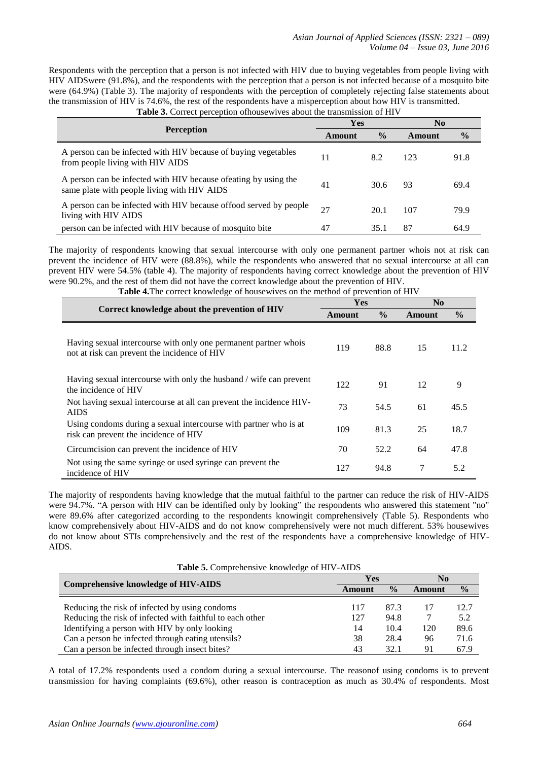Respondents with the perception that a person is not infected with HIV due to buying vegetables from people living with HIV AIDSwere (91.8%), and the respondents with the perception that a person is not infected because of a mosquito bite were (64.9%) (Table 3). The majority of respondents with the perception of completely rejecting false statements about the transmission of HIV is 74.6%, the rest of the respondents have a misperception about how HIV is transmitted.

**Table 3.** Correct perception ofhousewives about the transmission of HIV

| Perception | Yes | | No | |
|---|---|---|---|---|
| | Amount | % | Amount | % |
| A person can be infected with HIV because of buying vegetables from people living with HIV AIDS | 11 | 8.2 | 123 | 91.8 |
| A person can be infected with HIV because ofeating by using the same plate with people living with HIV AIDS | 41 | 30.6 | 93 | 69.4 |
| A person can be infected with HIV because offood served by people living with HIV AIDS | 27 | 20.1 | 107 | 79.9 |
| person can be infected with HIV because of mosquito bite | 47 | 35.1 | 87 | 64.9 |

The majority of respondents knowing that sexual intercourse with only one permanent partner whois not at risk can prevent the incidence of HIV were (88.8%), while the respondents who answered that no sexual intercourse at all can prevent HIV were 54.5% (table 4). The majority of respondents having correct knowledge about the prevention of HIV were 90.2%, and the rest of them did not have the correct knowledge about the prevention of HIV.

**Table 4.**The correct knowledge of housewives on the method of prevention of HIV

| Correct knowledge about the prevention of HIV | Yes | | No | |
|---|---|---|---|---|
| | Amount | % | Amount | % |
| Having sexual intercourse with only one permanent partner whois not at risk can prevent the incidence of HIV | 119 | 88.8 | 15 | 11.2 |
| Having sexual intercourse with only the husband / wife can prevent the incidence of HIV | 122 | 91 | 12 | 9 |
| Not having sexual intercourse at all can prevent the incidence HIV-AIDS | 73 | 54.5 | 61 | 45.5 |
| Using condoms during a sexual intercourse with partner who is at risk can prevent the incidence of HIV | 109 | 81.3 | 25 | 18.7 |
| Circumcision can prevent the incidence of HIV | 70 | 52.2 | 64 | 47.8 |
| Not using the same syringe or used syringe can prevent the incidence of HIV | 127 | 94.8 | 7 | 5.2 |

The majority of respondents having knowledge that the mutual faithful to the partner can reduce the risk of HIV-AIDS were 94.7%. "A person with HIV can be identified only by looking" the respondents who answered this statement "no" were 89.6% after categorized according to the respondents knowingit comprehensively (Table 5). Respondents who know comprehensively about HIV-AIDS and do not know comprehensively were not much different. 53% housewives do not know about STIs comprehensively and the rest of the respondents have a comprehensive knowledge of HIV-AIDS.

**Table 5.** Comprehensive knowledge of HIV-AIDS

| Comprehensive knowledge of HIV-AIDS | Yes | | No | |
|---|---|---|---|---|
| | Amount | % | Amount | % |
| Reducing the risk of infected by using condoms | 117 | 87.3 | 17 | 12.7 |
| Reducing the risk of infected with faithful to each other | 127 | 94.8 | 7 | 5.2 |
| Identifying a person with HIV by only looking | 14 | 10.4 | 120 | 89.6 |
| Can a person be infected through eating utensils? | 38 | 28.4 | 96 | 71.6 |
| Can a person be infected through insect bites? | 43 | 32.1 | 91 | 67.9 |

A total of 17.2% respondents used a condom during a sexual intercourse. The reasonof using condoms is to prevent transmission for having complaints (69.6%), other reason is contraception as much as 30.4% of respondents. Most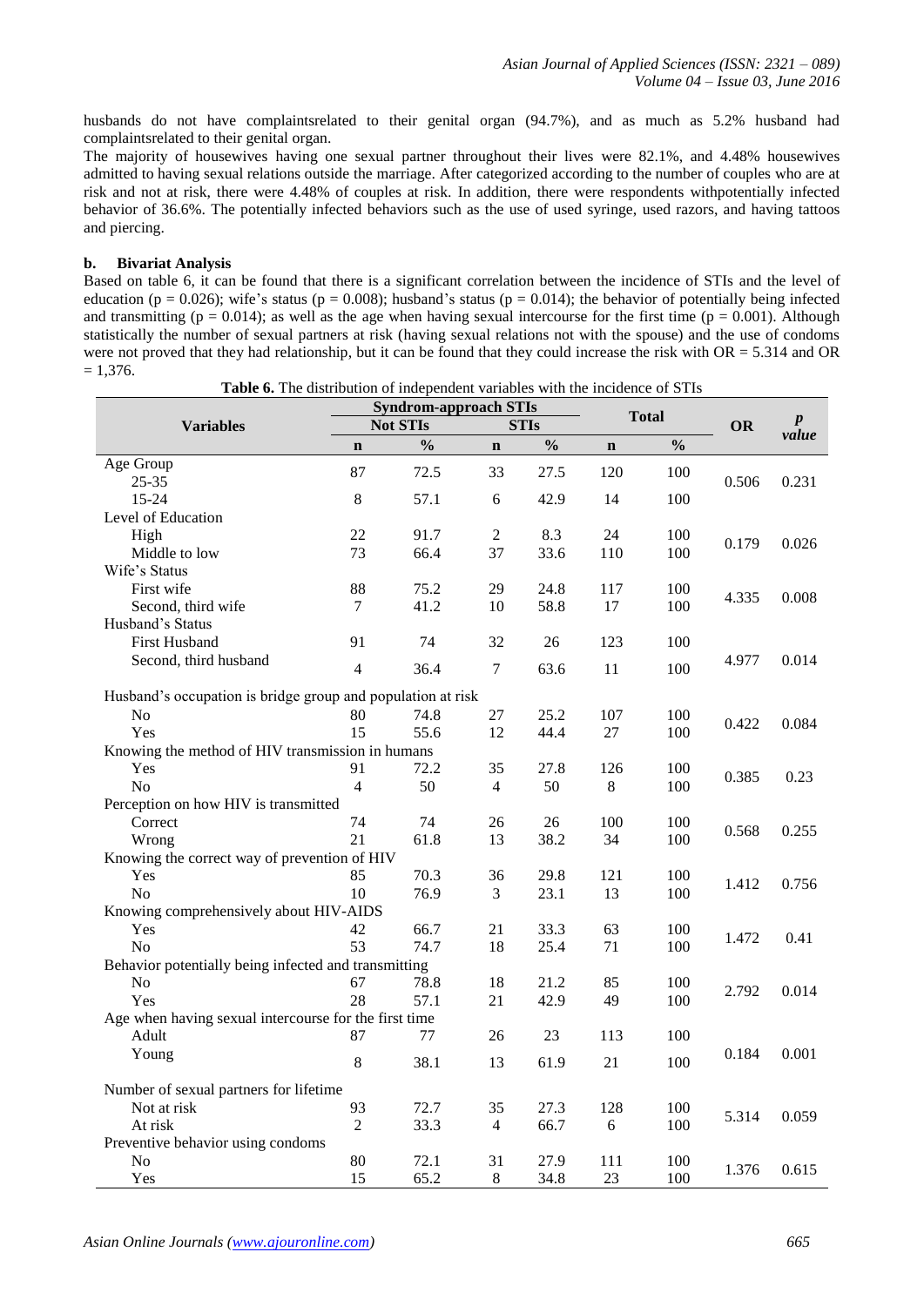husbands do not have complaintsrelated to their genital organ (94.7%), and as much as 5.2% husband had complaintsrelated to their genital organ.

The majority of housewives having one sexual partner throughout their lives were 82.1%, and 4.48% housewives admitted to having sexual relations outside the marriage. After categorized according to the number of couples who are at risk and not at risk, there were 4.48% of couples at risk. In addition, there were respondents withpotentially infected behavior of 36.6%. The potentially infected behaviors such as the use of used syringe, used razors, and having tattoos and piercing.

**b. Bivariat Analysis**

Based on table 6, it can be found that there is a significant correlation between the incidence of STIs and the level of education ($p = 0.026$); wife's status ($p = 0.008$); husband's status ($p = 0.014$); the behavior of potentially being infected and transmitting ($p = 0.014$); as well as the age when having sexual intercourse for the first time ($p = 0.001$). Although statistically the number of sexual partners at risk (having sexual relations not with the spouse) and the use of condoms were not proved that they had relationship, but it can be found that they could increase the risk with OR = 5.314 and OR = 1,376.

**Table 6.** The distribution of independent variables with the incidence of STIs

| Variables | Syndrom-approach STIs | | | | Total | | OR | *p* value |
|---|---|---|---|---|---|---|---|---|
| | Not STIs | | STIs | | | | | |
| | n | % | n | % | n | % | | |
| Age Group | | | | | | | | |
| 25-35 | 87 | 72.5 | 33 | 27.5 | 120 | 100 | 0.506 | 0.231 |
| 15-24 | 8 | 57.1 | 6 | 42.9 | 14 | 100 | | |
| Level of Education | | | | | | | | |
| High | 22 | 91.7 | 2 | 8.3 | 24 | 100 | 0.179 | 0.026 |
| Middle to low | 73 | 66.4 | 37 | 33.6 | 110 | 100 | | |
| Wife's Status | | | | | | | | |
| First wife | 88 | 75.2 | 29 | 24.8 | 117 | 100 | 4.335 | 0.008 |
| Second, third wife | 7 | 41.2 | 10 | 58.8 | 17 | 100 | | |
| Husband's Status | | | | | | | | |
| First Husband | 91 | 74 | 32 | 26 | 123 | 100 | 4.977 | 0.014 |
| Second, third husband | 4 | 36.4 | 7 | 63.6 | 11 | 100 | | |
| Husband's occupation is bridge group and population at risk | | | | | | | | |
| No | 80 | 74.8 | 27 | 25.2 | 107 | 100 | 0.422 | 0.084 |
| Yes | 15 | 55.6 | 12 | 44.4 | 27 | 100 | | |
| Knowing the method of HIV transmission in humans | | | | | | | | |
| Yes | 91 | 72.2 | 35 | 27.8 | 126 | 100 | 0.385 | 0.23 |
| No | 4 | 50 | 4 | 50 | 8 | 100 | | |
| Perception on how HIV is transmitted | | | | | | | | |
| Correct | 74 | 74 | 26 | 26 | 100 | 100 | 0.568 | 0.255 |
| Wrong | 21 | 61.8 | 13 | 38.2 | 34 | 100 | | |
| Knowing the correct way of prevention of HIV | | | | | | | | |
| Yes | 85 | 70.3 | 36 | 29.8 | 121 | 100 | 1.412 | 0.756 |
| No | 10 | 76.9 | 3 | 23.1 | 13 | 100 | | |
| Knowing comprehensively about HIV-AIDS | | | | | | | | |
| Yes | 42 | 66.7 | 21 | 33.3 | 63 | 100 | 1.472 | 0.41 |
| No | 53 | 74.7 | 18 | 25.4 | 71 | 100 | | |
| Behavior potentially being infected and transmitting | | | | | | | | |
| No | 67 | 78.8 | 18 | 21.2 | 85 | 100 | 2.792 | 0.014 |
| Yes | 28 | 57.1 | 21 | 42.9 | 49 | 100 | | |
| Age when having sexual intercourse for the first time | | | | | | | | |
| Adult | 87 | 77 | 26 | 23 | 113 | 100 | 0.184 | 0.001 |
| Young | 8 | 38.1 | 13 | 61.9 | 21 | 100 | | |
| Number of sexual partners for lifetime | | | | | | | | |
| Not at risk | 93 | 72.7 | 35 | 27.3 | 128 | 100 | 5.314 | 0.059 |
| At risk | 2 | 33.3 | 4 | 66.7 | 6 | 100 | | |
| Preventive behavior using condoms | | | | | | | | |
| No | 80 | 72.1 | 31 | 27.9 | 111 | 100 | 1.376 | 0.615 |
| Yes | 15 | 65.2 | 8 | 34.8 | 23 | 100 | | |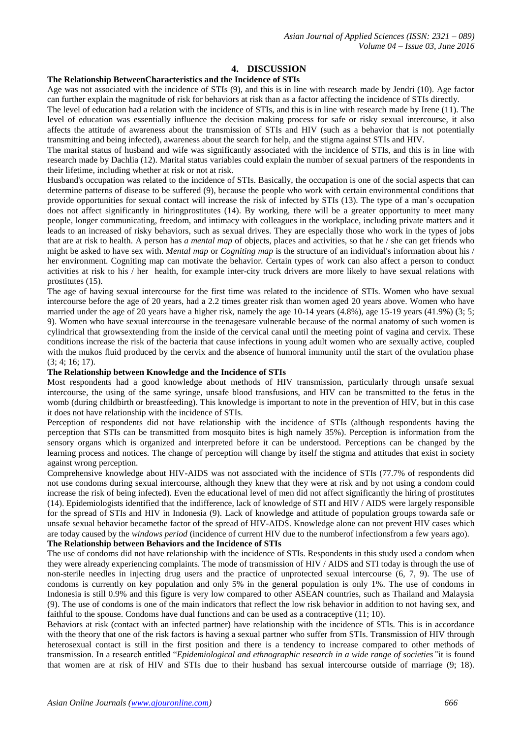## 4. DISCUSSION

### The Relationship BetweenCharacteristics and the Incidence of STIs

Age was not associated with the incidence of STIs (9), and this is in line with research made by Jendri (10). Age factor can further explain the magnitude of risk for behaviors at risk than as a factor affecting the incidence of STIs directly.

The level of education had a relation with the incidence of STIs, and this is in line with research made by Irene (11). The level of education was essentially influence the decision making process for safe or risky sexual intercourse, it also affects the attitude of awareness about the transmission of STIs and HIV (such as a behavior that is not potentially transmitting and being infected), awareness about the search for help, and the stigma against STIs and HIV.

The marital status of husband and wife was significantly associated with the incidence of STIs, and this is in line with research made by Dachlia (12). Marital status variables could explain the number of sexual partners of the respondents in their lifetime, including whether at risk or not at risk.

Husband's occupation was related to the incidence of STIs. Basically, the occupation is one of the social aspects that can determine patterns of disease to be suffered (9), because the people who work with certain environmental conditions that provide opportunities for sexual contact will increase the risk of infected by STIs (13). The type of a man's occupation does not affect significantly in hiringprostitutes (14). By working, there will be a greater opportunity to meet many people, longer communicating, freedom, and intimacy with colleagues in the workplace, including private matters and it leads to an increased of risky behaviors, such as sexual drives. They are especially those who work in the types of jobs that are at risk to health. A person has *a mental map* of objects, places and activities, so that he / she can get friends who might be asked to have sex with. *Mental map* or *Cogniting map* is the structure of an individual's information about his / her environment. Cogniting map can motivate the behavior. Certain types of work can also affect a person to conduct activities at risk to his / her health, for example inter-city truck drivers are more likely to have sexual relations with prostitutes (15).

The age of having sexual intercourse for the first time was related to the incidence of STIs. Women who have sexual intercourse before the age of 20 years, had a 2.2 times greater risk than women aged 20 years above. Women who have married under the age of 20 years have a higher risk, namely the age 10-14 years (4.8%), age 15-19 years (41.9%) (3; 5; 9). Women who have sexual intercourse in the teenagesare vulnerable because of the normal anatomy of such women is cylindrical that growsextending from the inside of the cervical canal until the meeting point of vagina and cervix. These conditions increase the risk of the bacteria that cause infections in young adult women who are sexually active, coupled with the mukos fluid produced by the cervix and the absence of humoral immunity until the start of the ovulation phase (3; 4; 16; 17).

### The Relationship between Knowledge and the Incidence of STIs

Most respondents had a good knowledge about methods of HIV transmission, particularly through unsafe sexual intercourse, the using of the same syringe, unsafe blood transfusions, and HIV can be transmitted to the fetus in the womb (during childbirth or breastfeeding). This knowledge is important to note in the prevention of HIV, but in this case it does not have relationship with the incidence of STIs.

Perception of respondents did not have relationship with the incidence of STIs (although respondents having the perception that STIs can be transmitted from mosquito bites is high namely 35%). Perception is information from the sensory organs which is organized and interpreted before it can be understood. Perceptions can be changed by the learning process and notices. The change of perception will change by itself the stigma and attitudes that exist in society against wrong perception.

Comprehensive knowledge about HIV-AIDS was not associated with the incidence of STIs (77.7% of respondents did not use condoms during sexual intercourse, although they knew that they were at risk and by not using a condom could increase the risk of being infected). Even the educational level of men did not affect significantly the hiring of prostitutes (14). Epidemiologists identified that the indifference, lack of knowledge of STI and HIV / AIDS were largely responsible for the spread of STIs and HIV in Indonesia (9). Lack of knowledge and attitude of population groups towarda safe or unsafe sexual behavior becamethe factor of the spread of HIV-AIDS. Knowledge alone can not prevent HIV cases which are today caused by the *windows period* (incidence of current HIV due to the numberof infectionsfrom a few years ago).

### The Relationship between Behaviors and the Incidence of STIs

The use of condoms did not have relationship with the incidence of STIs. Respondents in this study used a condom when they were already experiencing complaints. The mode of transmission of HIV / AIDS and STI today is through the use of non-sterile needles in injecting drug users and the practice of unprotected sexual intercourse (6, 7, 9). The use of condoms is currently on key population and only 5% in the general population is only 1%. The use of condoms in Indonesia is still 0.9% and this figure is very low compared to other ASEAN countries, such as Thailand and Malaysia (9). The use of condoms is one of the main indicators that reflect the low risk behavior in addition to not having sex, and faithful to the spouse. Condoms have dual functions and can be used as a contraceptive (11; 10).

Behaviors at risk (contact with an infected partner) have relationship with the incidence of STIs. This is in accordance with the theory that one of the risk factors is having a sexual partner who suffer from STIs. Transmission of HIV through heterosexual contact is still in the first position and there is a tendency to increase compared to other methods of transmission. In a research entitled "*Epidemiological and ethnographic research in a wide range of societies"*it is found that women are at risk of HIV and STIs due to their husband has sexual intercourse outside of marriage (9; 18).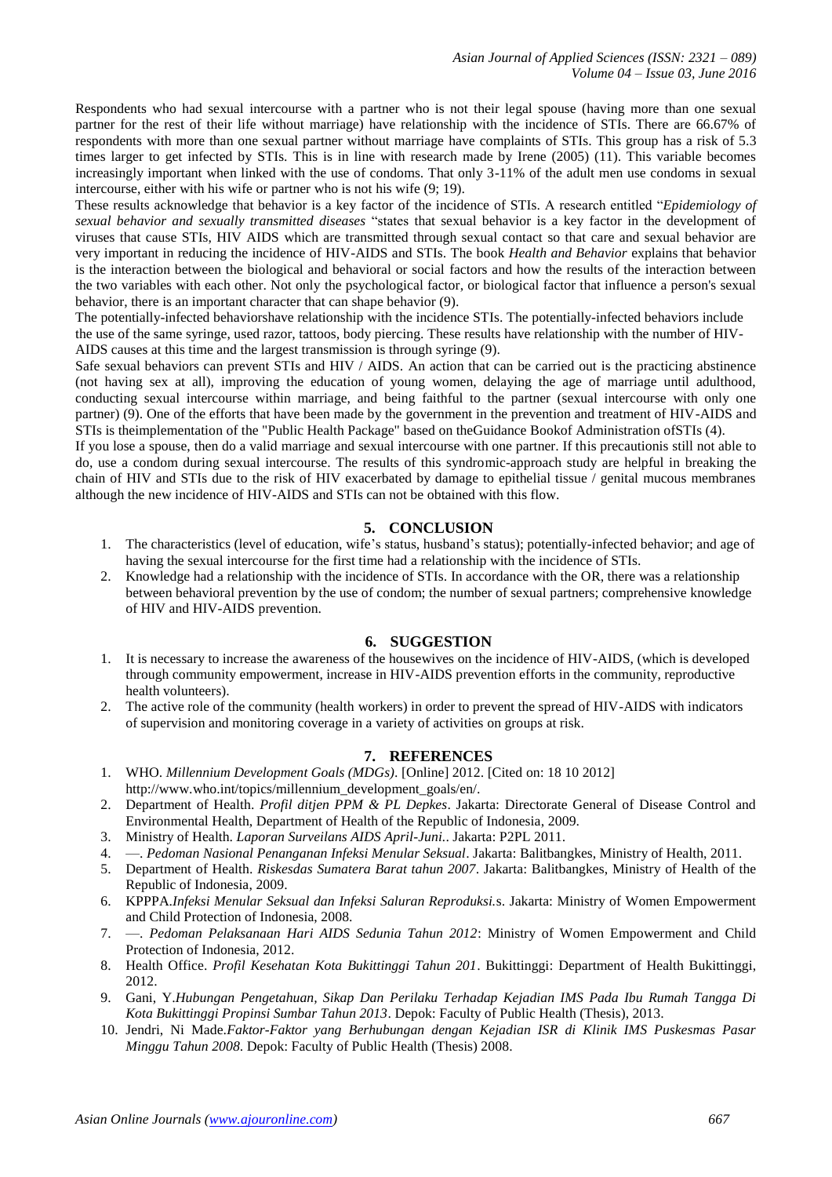Respondents who had sexual intercourse with a partner who is not their legal spouse (having more than one sexual partner for the rest of their life without marriage) have relationship with the incidence of STIs. There are 66.67% of respondents with more than one sexual partner without marriage have complaints of STIs. This group has a risk of 5.3 times larger to get infected by STIs. This is in line with research made by Irene (2005) (11). This variable becomes increasingly important when linked with the use of condoms. That only 3-11% of the adult men use condoms in sexual intercourse, either with his wife or partner who is not his wife (9; 19).

These results acknowledge that behavior is a key factor of the incidence of STIs. A research entitled "*Epidemiology of sexual behavior and sexually transmitted diseases* "states that sexual behavior is a key factor in the development of viruses that cause STIs, HIV AIDS which are transmitted through sexual contact so that care and sexual behavior are very important in reducing the incidence of HIV-AIDS and STIs. The book *Health and Behavior* explains that behavior is the interaction between the biological and behavioral or social factors and how the results of the interaction between the two variables with each other. Not only the psychological factor, or biological factor that influence a person's sexual behavior, there is an important character that can shape behavior (9).

The potentially-infected behaviorshave relationship with the incidence STIs. The potentially-infected behaviors include the use of the same syringe, used razor, tattoos, body piercing. These results have relationship with the number of HIV-AIDS causes at this time and the largest transmission is through syringe (9).

Safe sexual behaviors can prevent STIs and HIV / AIDS. An action that can be carried out is the practicing abstinence (not having sex at all), improving the education of young women, delaying the age of marriage until adulthood, conducting sexual intercourse within marriage, and being faithful to the partner (sexual intercourse with only one partner) (9). One of the efforts that have been made by the government in the prevention and treatment of HIV-AIDS and STIs is theimplementation of the "Public Health Package" based on theGuidance Bookof Administration ofSTIs (4).

If you lose a spouse, then do a valid marriage and sexual intercourse with one partner. If this precautionis still not able to do, use a condom during sexual intercourse. The results of this syndromic-approach study are helpful in breaking the chain of HIV and STIs due to the risk of HIV exacerbated by damage to epithelial tissue / genital mucous membranes although the new incidence of HIV-AIDS and STIs can not be obtained with this flow.

## 5. CONCLUSION

1. The characteristics (level of education, wife's status, husband's status); potentially-infected behavior; and age of having the sexual intercourse for the first time had a relationship with the incidence of STIs.
2. Knowledge had a relationship with the incidence of STIs. In accordance with the OR, there was a relationship between behavioral prevention by the use of condom; the number of sexual partners; comprehensive knowledge of HIV and HIV-AIDS prevention.

## 6. SUGGESTION

1. It is necessary to increase the awareness of the housewives on the incidence of HIV-AIDS, (which is developed through community empowerment, increase in HIV-AIDS prevention efforts in the community, reproductive health volunteers).
2. The active role of the community (health workers) in order to prevent the spread of HIV-AIDS with indicators of supervision and monitoring coverage in a variety of activities on groups at risk.

## 7. REFERENCES

1. WHO. *Millennium Development Goals (MDGs)*. [Online] 2012. [Cited on: 18 10 2012] http://www.who.int/topics/millennium_development_goals/en/.
2. Department of Health. *Profil ditjen PPM & PL Depkes*. Jakarta: Directorate General of Disease Control and Environmental Health, Department of Health of the Republic of Indonesia, 2009.
3. Ministry of Health. *Laporan Surveilans AIDS April-Juni.*. Jakarta: P2PL 2011.
4. —. *Pedoman Nasional Penanganan Infeksi Menular Seksual*. Jakarta: Balitbangkes, Ministry of Health, 2011.
5. Department of Health. *Riskesdas Sumatera Barat tahun 2007*. Jakarta: Balitbangkes, Ministry of Health of the Republic of Indonesia, 2009.
6. KPPPA.*Infeksi Menular Seksual dan Infeksi Saluran Reproduksi.*s. Jakarta: Ministry of Women Empowerment and Child Protection of Indonesia, 2008.
7. —. *Pedoman Pelaksanaan Hari AIDS Sedunia Tahun 2012*: Ministry of Women Empowerment and Child Protection of Indonesia, 2012.
8. Health Office. *Profil Kesehatan Kota Bukittinggi Tahun 201*. Bukittinggi: Department of Health Bukittinggi, 2012.
9. Gani, Y.*Hubungan Pengetahuan, Sikap Dan Perilaku Terhadap Kejadian IMS Pada Ibu Rumah Tangga Di Kota Bukittinggi Propinsi Sumbar Tahun 2013*. Depok: Faculty of Public Health (Thesis), 2013.
10. Jendri, Ni Made.*Faktor-Faktor yang Berhubungan dengan Kejadian ISR di Klinik IMS Puskesmas Pasar Minggu Tahun 2008*. Depok: Faculty of Public Health (Thesis) 2008.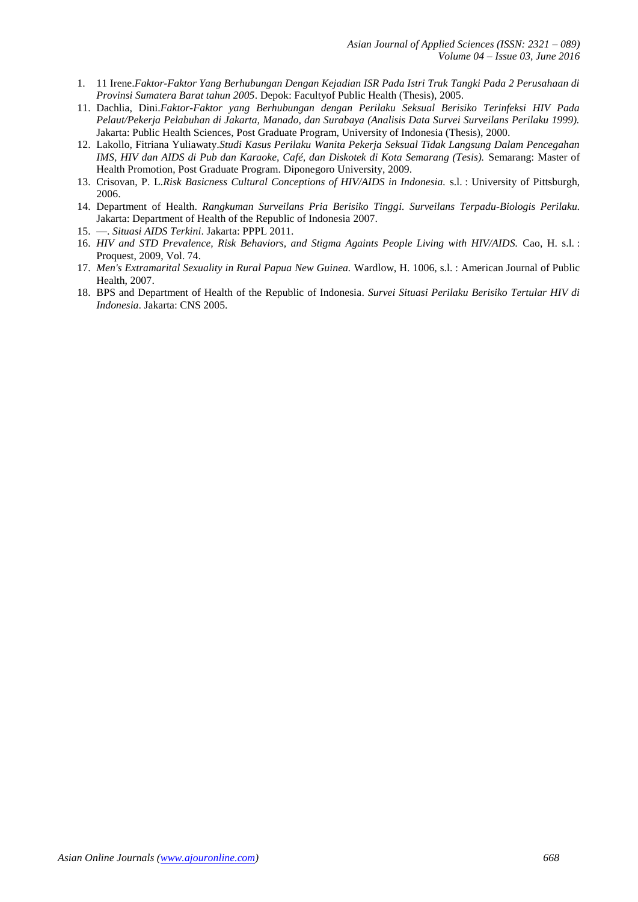1. 11 Irene.*Faktor-Faktor Yang Berhubungan Dengan Kejadian ISR Pada Istri Truk Tangki Pada 2 Perusahaan di Provinsi Sumatera Barat tahun 2005*. Depok: Facultyof Public Health (Thesis), 2005.
11. Dachlia, Dini.*Faktor-Faktor yang Berhubungan dengan Perilaku Seksual Berisiko Terinfeksi HIV Pada Pelaut/Pekerja Pelabuhan di Jakarta, Manado, dan Surabaya (Analisis Data Survei Surveilans Perilaku 1999).* Jakarta: Public Health Sciences, Post Graduate Program, University of Indonesia (Thesis), 2000.
12. Lakollo, Fitriana Yuliawaty.*Studi Kasus Perilaku Wanita Pekerja Seksual Tidak Langsung Dalam Pencegahan IMS, HIV dan AIDS di Pub dan Karaoke, Café, dan Diskotek di Kota Semarang (Tesis).* Semarang: Master of Health Promotion, Post Graduate Program. Diponegoro University, 2009.
13. Crisovan, P. L.*Risk Basicness Cultural Conceptions of HIV/AIDS in Indonesia.* s.l. : University of Pittsburgh, 2006.
14. Department of Health. *Rangkuman Surveilans Pria Berisiko Tinggi. Surveilans Terpadu-Biologis Perilaku.* Jakarta: Department of Health of the Republic of Indonesia 2007.
15. —. *Situasi AIDS Terkini*. Jakarta: PPPL 2011.
16. *HIV and STD Prevalence, Risk Behaviors, and Stigma Againts People Living with HIV/AIDS.* Cao, H. s.l. : Proquest, 2009, Vol. 74.
17. *Men's Extramarital Sexuality in Rural Papua New Guinea.* Wardlow, H. 1006, s.l. : American Journal of Public Health, 2007.
18. BPS and Department of Health of the Republic of Indonesia. *Survei Situasi Perilaku Berisiko Tertular HIV di Indonesia*. Jakarta: CNS 2005.